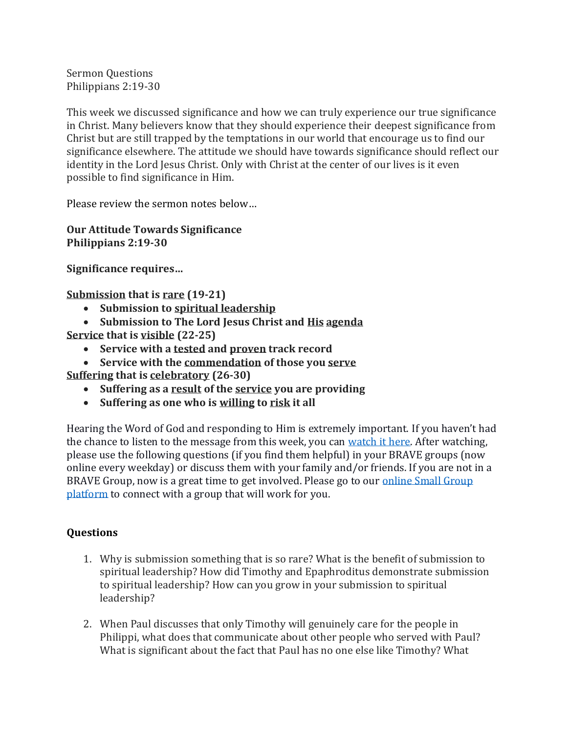Sermon Questions
Philippians 2:19-30

This week we discussed significance and how we can truly experience our true significance in Christ. Many believers know that they should experience their deepest significance from Christ but are still trapped by the temptations in our world that encourage us to find our significance elsewhere. The attitude we should have towards significance should reflect our identity in the Lord Jesus Christ. Only with Christ at the center of our lives is it even possible to find significance in Him.

Please review the sermon notes below…

**Our Attitude Towards Significance**
**Philippians 2:19-30**

**Significance requires…**

**<u>Submission</u> that is <u>rare</u> (19-21)**

- **Submission to <u>spiritual leadership</u>**
- **Submission to The Lord Jesus Christ and <u>His</u> <u>agenda</u>**

**<u>Service</u> that is <u>visible</u> (22-25)**

- **Service with a <u>tested</u> and <u>proven</u> track record**
- **Service with the <u>commendation</u> of those you <u>serve</u>**

**<u>Suffering</u> that is <u>celebratory</u> (26-30)**

- **Suffering as a <u>result</u> of the <u>service</u> you are providing**
- **Suffering as one who is <u>willing</u> to <u>risk</u> it all**

Hearing the Word of God and responding to Him is extremely important. If you haven't had the chance to listen to the message from this week, you can watch it here. After watching, please use the following questions (if you find them helpful) in your BRAVE groups (now online every weekday) or discuss them with your family and/or friends. If you are not in a BRAVE Group, now is a great time to get involved. Please go to our online Small Group platform to connect with a group that will work for you.

### Questions

1. Why is submission something that is so rare? What is the benefit of submission to spiritual leadership? How did Timothy and Epaphroditus demonstrate submission to spiritual leadership? How can you grow in your submission to spiritual leadership?

2. When Paul discusses that only Timothy will genuinely care for the people in Philippi, what does that communicate about other people who served with Paul? What is significant about the fact that Paul has no one else like Timothy? What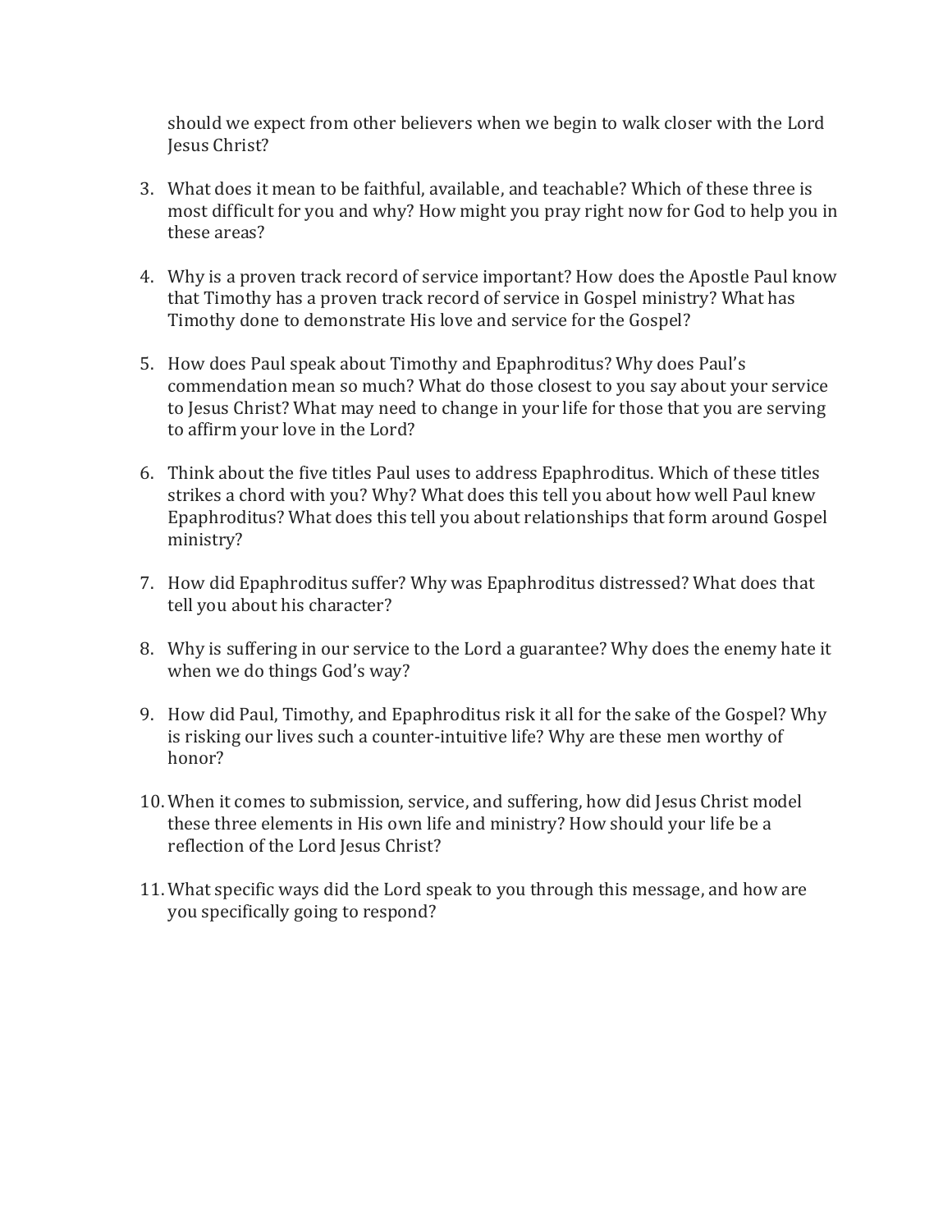should we expect from other believers when we begin to walk closer with the Lord Jesus Christ?

3. What does it mean to be faithful, available, and teachable? Which of these three is most difficult for you and why? How might you pray right now for God to help you in these areas?

4. Why is a proven track record of service important? How does the Apostle Paul know that Timothy has a proven track record of service in Gospel ministry? What has Timothy done to demonstrate His love and service for the Gospel?

5. How does Paul speak about Timothy and Epaphroditus? Why does Paul's commendation mean so much? What do those closest to you say about your service to Jesus Christ? What may need to change in your life for those that you are serving to affirm your love in the Lord?

6. Think about the five titles Paul uses to address Epaphroditus. Which of these titles strikes a chord with you? Why? What does this tell you about how well Paul knew Epaphroditus? What does this tell you about relationships that form around Gospel ministry?

7. How did Epaphroditus suffer? Why was Epaphroditus distressed? What does that tell you about his character?

8. Why is suffering in our service to the Lord a guarantee? Why does the enemy hate it when we do things God's way?

9. How did Paul, Timothy, and Epaphroditus risk it all for the sake of the Gospel? Why is risking our lives such a counter-intuitive life? Why are these men worthy of honor?

10. When it comes to submission, service, and suffering, how did Jesus Christ model these three elements in His own life and ministry? How should your life be a reflection of the Lord Jesus Christ?

11. What specific ways did the Lord speak to you through this message, and how are you specifically going to respond?